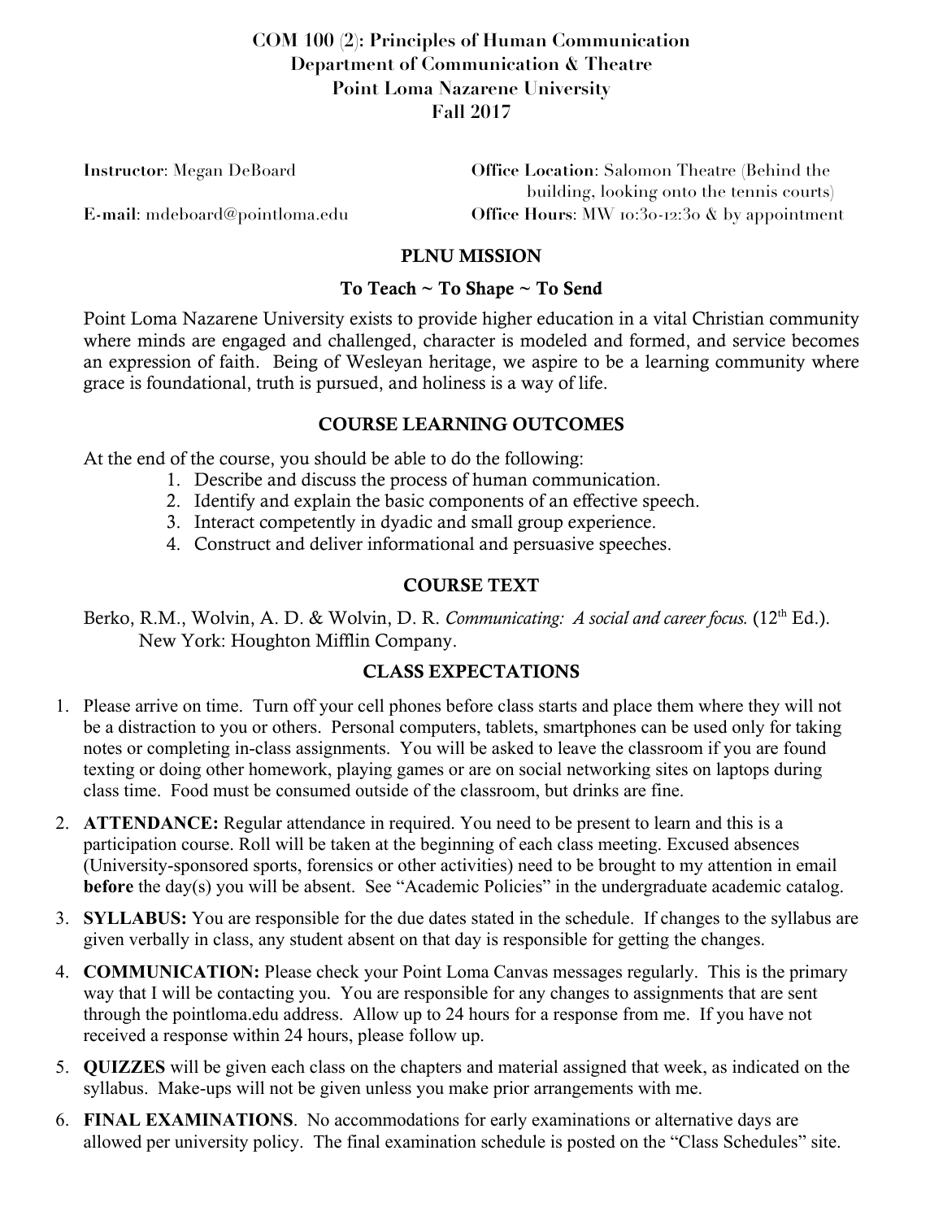# COM 100 (2): Principles of Human Communication
## Department of Communication & Theatre
## Point Loma Nazarene University
## Fall 2017

**Instructor**: Megan DeBoard

**E-mail**: mdeboard@pointloma.edu

**Office Location**: Salomon Theatre (Behind the building, looking onto the tennis courts)

**Office Hours**: MW 10:30-12:30 & by appointment

## PLNU MISSION

### To Teach ~ To Shape ~ To Send

Point Loma Nazarene University exists to provide higher education in a vital Christian community where minds are engaged and challenged, character is modeled and formed, and service becomes an expression of faith. Being of Wesleyan heritage, we aspire to be a learning community where grace is foundational, truth is pursued, and holiness is a way of life.

## COURSE LEARNING OUTCOMES

At the end of the course, you should be able to do the following:

1. Describe and discuss the process of human communication.
2. Identify and explain the basic components of an effective speech.
3. Interact competently in dyadic and small group experience.
4. Construct and deliver informational and persuasive speeches.

## COURSE TEXT

Berko, R.M., Wolvin, A. D. & Wolvin, D. R. *Communicating: A social and career focus.* (12th Ed.). New York: Houghton Mifflin Company.

## CLASS EXPECTATIONS

1. Please arrive on time. Turn off your cell phones before class starts and place them where they will not be a distraction to you or others. Personal computers, tablets, smartphones can be used only for taking notes or completing in-class assignments. You will be asked to leave the classroom if you are found texting or doing other homework, playing games or are on social networking sites on laptops during class time. Food must be consumed outside of the classroom, but drinks are fine.
2. **ATTENDANCE:** Regular attendance in required. You need to be present to learn and this is a participation course. Roll will be taken at the beginning of each class meeting. Excused absences (University-sponsored sports, forensics or other activities) need to be brought to my attention in email **before** the day(s) you will be absent. See "Academic Policies" in the undergraduate academic catalog.
3. **SYLLABUS:** You are responsible for the due dates stated in the schedule. If changes to the syllabus are given verbally in class, any student absent on that day is responsible for getting the changes.
4. **COMMUNICATION:** Please check your Point Loma Canvas messages regularly. This is the primary way that I will be contacting you. You are responsible for any changes to assignments that are sent through the pointloma.edu address. Allow up to 24 hours for a response from me. If you have not received a response within 24 hours, please follow up.
5. **QUIZZES** will be given each class on the chapters and material assigned that week, as indicated on the syllabus. Make-ups will not be given unless you make prior arrangements with me.
6. **FINAL EXAMINATIONS**. No accommodations for early examinations or alternative days are allowed per university policy. The final examination schedule is posted on the "Class Schedules" site.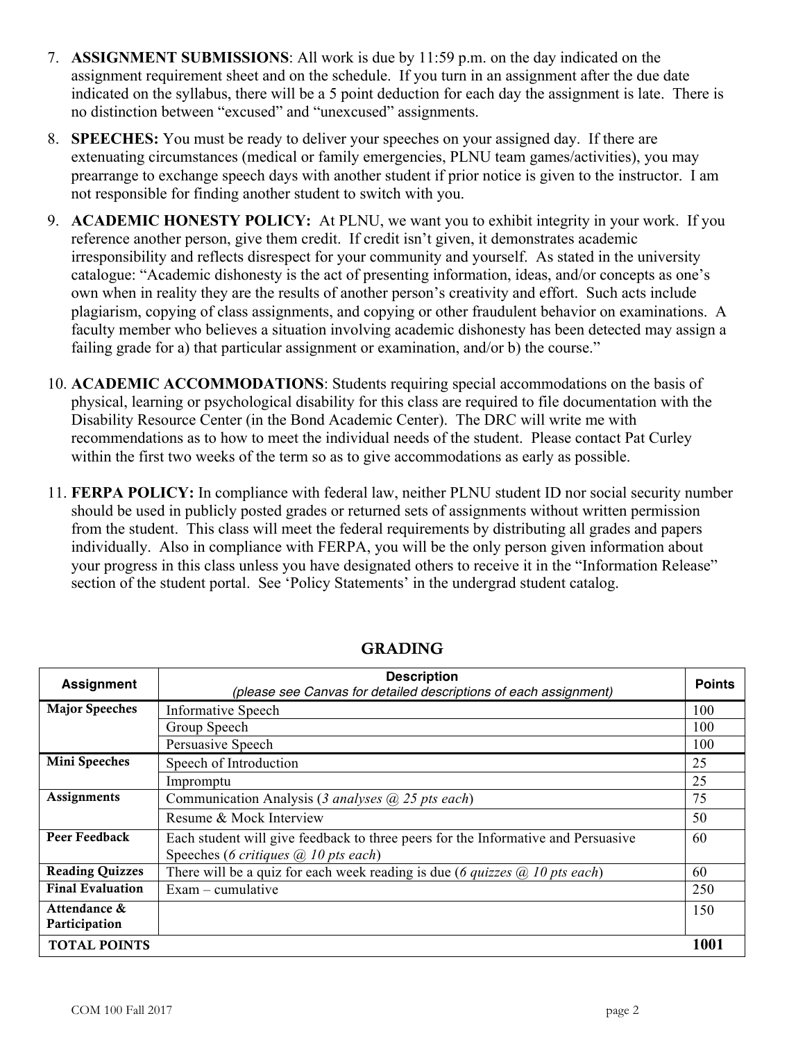7. **ASSIGNMENT SUBMISSIONS**: All work is due by 11:59 p.m. on the day indicated on the assignment requirement sheet and on the schedule. If you turn in an assignment after the due date indicated on the syllabus, there will be a 5 point deduction for each day the assignment is late. There is no distinction between "excused" and "unexcused" assignments.

8. **SPEECHES:** You must be ready to deliver your speeches on your assigned day. If there are extenuating circumstances (medical or family emergencies, PLNU team games/activities), you may prearrange to exchange speech days with another student if prior notice is given to the instructor. I am not responsible for finding another student to switch with you.

9. **ACADEMIC HONESTY POLICY:** At PLNU, we want you to exhibit integrity in your work. If you reference another person, give them credit. If credit isn't given, it demonstrates academic irresponsibility and reflects disrespect for your community and yourself. As stated in the university catalogue: "Academic dishonesty is the act of presenting information, ideas, and/or concepts as one's own when in reality they are the results of another person's creativity and effort. Such acts include plagiarism, copying of class assignments, and copying or other fraudulent behavior on examinations. A faculty member who believes a situation involving academic dishonesty has been detected may assign a failing grade for a) that particular assignment or examination, and/or b) the course."

10. **ACADEMIC ACCOMMODATIONS**: Students requiring special accommodations on the basis of physical, learning or psychological disability for this class are required to file documentation with the Disability Resource Center (in the Bond Academic Center). The DRC will write me with recommendations as to how to meet the individual needs of the student. Please contact Pat Curley within the first two weeks of the term so as to give accommodations as early as possible.

11. **FERPA POLICY:** In compliance with federal law, neither PLNU student ID nor social security number should be used in publicly posted grades or returned sets of assignments without written permission from the student. This class will meet the federal requirements by distributing all grades and papers individually. Also in compliance with FERPA, you will be the only person given information about your progress in this class unless you have designated others to receive it in the "Information Release" section of the student portal. See 'Policy Statements' in the undergrad student catalog.

## GRADING

| Assignment | Description *(please see Canvas for detailed descriptions of each assignment)* | Points |
|---|---|---|
| **Major Speeches** | Informative Speech | 100 |
| | Group Speech | 100 |
| | Persuasive Speech | 100 |
| **Mini Speeches** | Speech of Introduction | 25 |
| | Impromptu | 25 |
| **Assignments** | Communication Analysis (*3 analyses @ 25 pts each*) | 75 |
| | Resume & Mock Interview | 50 |
| **Peer Feedback** | Each student will give feedback to three peers for the Informative and Persuasive Speeches (*6 critiques @ 10 pts each*) | 60 |
| **Reading Quizzes** | There will be a quiz for each week reading is due (*6 quizzes @ 10 pts each*) | 60 |
| **Final Evaluation** | Exam – cumulative | 250 |
| **Attendance & Participation** | | 150 |
| **TOTAL POINTS** | | **1001** |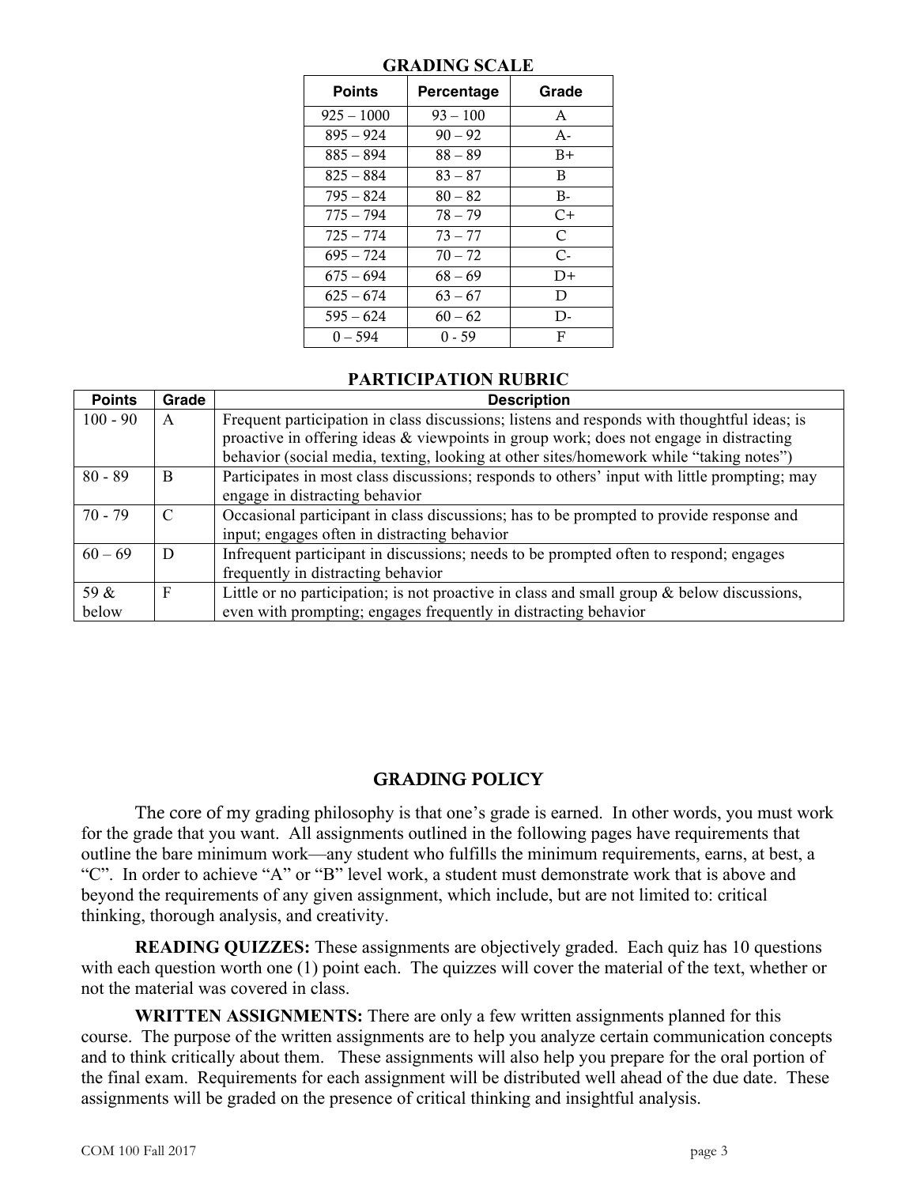## GRADING SCALE

| Points | Percentage | Grade |
| --- | --- | --- |
| 925 – 1000 | 93 – 100 | A |
| 895 – 924 | 90 – 92 | A- |
| 885 – 894 | 88 – 89 | B+ |
| 825 – 884 | 83 – 87 | B |
| 795 – 824 | 80 – 82 | B- |
| 775 – 794 | 78 – 79 | C+ |
| 725 – 774 | 73 – 77 | C |
| 695 – 724 | 70 – 72 | C- |
| 675 – 694 | 68 – 69 | D+ |
| 625 – 674 | 63 – 67 | D |
| 595 – 624 | 60 – 62 | D- |
| 0 – 594 | 0 - 59 | F |

## PARTICIPATION RUBRIC

| Points | Grade | Description |
| --- | --- | --- |
| 100 - 90 | A | Frequent participation in class discussions; listens and responds with thoughtful ideas; is proactive in offering ideas & viewpoints in group work; does not engage in distracting behavior (social media, texting, looking at other sites/homework while "taking notes") |
| 80 - 89 | B | Participates in most class discussions; responds to others' input with little prompting; may engage in distracting behavior |
| 70 - 79 | C | Occasional participant in class discussions; has to be prompted to provide response and input; engages often in distracting behavior |
| 60 – 69 | D | Infrequent participant in discussions; needs to be prompted often to respond; engages frequently in distracting behavior |
| 59 & below | F | Little or no participation; is not proactive in class and small group & below discussions, even with prompting; engages frequently in distracting behavior |

## GRADING POLICY

The core of my grading philosophy is that one's grade is earned. In other words, you must work for the grade that you want. All assignments outlined in the following pages have requirements that outline the bare minimum work—any student who fulfills the minimum requirements, earns, at best, a "C". In order to achieve "A" or "B" level work, a student must demonstrate work that is above and beyond the requirements of any given assignment, which include, but are not limited to: critical thinking, thorough analysis, and creativity.

**READING QUIZZES:** These assignments are objectively graded. Each quiz has 10 questions with each question worth one (1) point each. The quizzes will cover the material of the text, whether or not the material was covered in class.

**WRITTEN ASSIGNMENTS:** There are only a few written assignments planned for this course. The purpose of the written assignments are to help you analyze certain communication concepts and to think critically about them. These assignments will also help you prepare for the oral portion of the final exam. Requirements for each assignment will be distributed well ahead of the due date. These assignments will be graded on the presence of critical thinking and insightful analysis.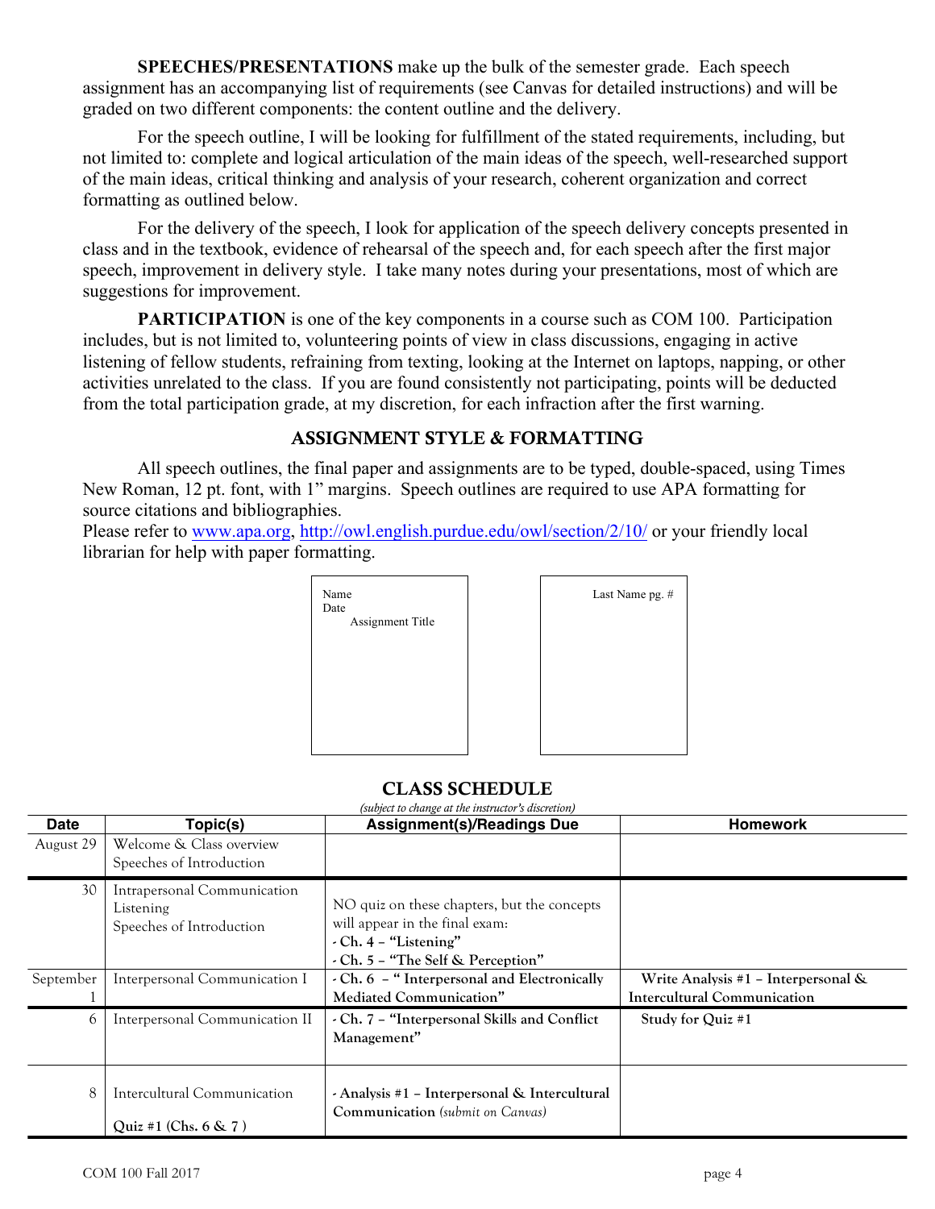**SPEECHES/PRESENTATIONS** make up the bulk of the semester grade. Each speech assignment has an accompanying list of requirements (see Canvas for detailed instructions) and will be graded on two different components: the content outline and the delivery.

For the speech outline, I will be looking for fulfillment of the stated requirements, including, but not limited to: complete and logical articulation of the main ideas of the speech, well-researched support of the main ideas, critical thinking and analysis of your research, coherent organization and correct formatting as outlined below.

For the delivery of the speech, I look for application of the speech delivery concepts presented in class and in the textbook, evidence of rehearsal of the speech and, for each speech after the first major speech, improvement in delivery style. I take many notes during your presentations, most of which are suggestions for improvement.

**PARTICIPATION** is one of the key components in a course such as COM 100. Participation includes, but is not limited to, volunteering points of view in class discussions, engaging in active listening of fellow students, refraining from texting, looking at the Internet on laptops, napping, or other activities unrelated to the class. If you are found consistently not participating, points will be deducted from the total participation grade, at my discretion, for each infraction after the first warning.

## ASSIGNMENT STYLE & FORMATTING

All speech outlines, the final paper and assignments are to be typed, double-spaced, using Times New Roman, 12 pt. font, with 1" margins. Speech outlines are required to use APA formatting for source citations and bibliographies.
Please refer to www.apa.org, http://owl.english.purdue.edu/owl/section/2/10/ or your friendly local librarian for help with paper formatting.

Name
Date
Assignment Title

Last Name pg. #

## CLASS SCHEDULE

*(subject to change at the instructor's discretion)*

| Date | Topic(s) | Assignment(s)/Readings Due | Homework |
|---|---|---|---|
| August 29 | Welcome & Class overview<br>Speeches of Introduction | | |
| 30 | Intrapersonal Communication<br>Listening<br>Speeches of Introduction | NO quiz on these chapters, but the concepts will appear in the final exam:<br>- **Ch. 4 – "Listening"**<br>- **Ch. 5 – "The Self & Perception"** | |
| September 1 | Interpersonal Communication I | - **Ch. 6 – " Interpersonal and Electronically Mediated Communication"** | **Write Analysis #1 – Interpersonal & Intercultural Communication** |
| 6 | Interpersonal Communication II | - **Ch. 7 – "Interpersonal Skills and Conflict Management"** | **Study for Quiz #1** |
| 8 | Intercultural Communication<br>**Quiz #1 (Chs. 6 & 7 )** | - **Analysis #1 – Interpersonal & Intercultural Communication** *(submit on Canvas)* | |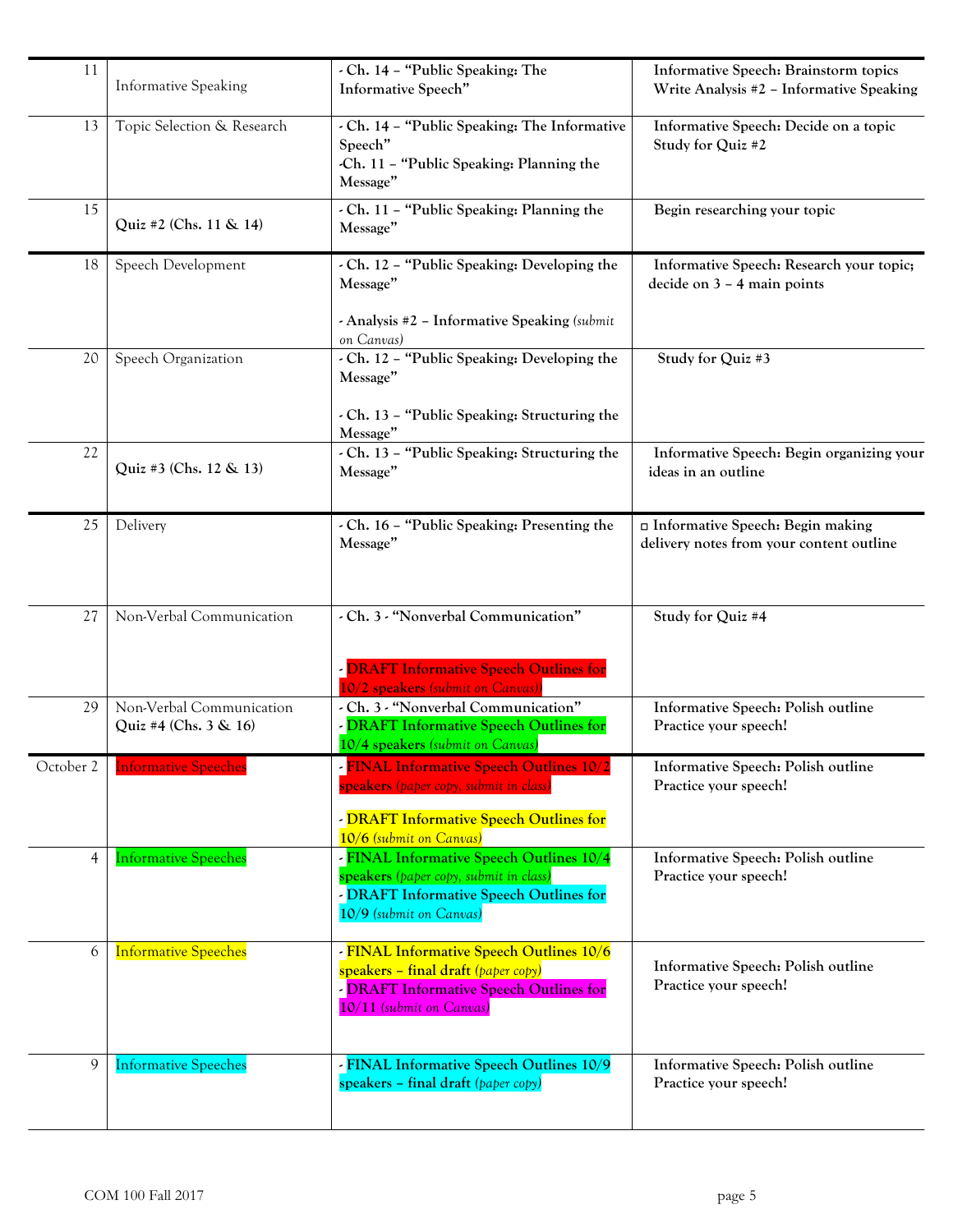| | | | |
|---|---|---|---|
| 11 | Informative Speaking | - **Ch. 14 – "Public Speaking: The Informative Speech"** | **Informative Speech: Brainstorm topics**<br>**Write Analysis #2 – Informative Speaking** |
| 13 | Topic Selection & Research | - **Ch. 14 – "Public Speaking: The Informative Speech"**<br>-**Ch. 11 – "Public Speaking: Planning the Message"** | **Informative Speech: Decide on a topic**<br>**Study for Quiz #2** |
| 15 | **Quiz #2 (Chs. 11 & 14)** | - **Ch. 11 – "Public Speaking: Planning the Message"** | **Begin researching your topic** |
| 18 | Speech Development | - **Ch. 12 – "Public Speaking: Developing the Message"**<br><br>- **Analysis #2 – Informative Speaking** *(submit on Canvas)* | **Informative Speech: Research your topic; decide on 3 – 4 main points** |
| 20 | Speech Organization | - **Ch. 12 – "Public Speaking: Developing the Message"**<br><br>- **Ch. 13 – "Public Speaking: Structuring the Message"** | **Study for Quiz #3** |
| 22 | **Quiz #3 (Chs. 12 & 13)** | - **Ch. 13 – "Public Speaking: Structuring the Message"** | **Informative Speech: Begin organizing your ideas in an outline** |
| 25 | Delivery | - **Ch. 16 – "Public Speaking: Presenting the Message"** | □ **Informative Speech: Begin making delivery notes from your content outline** |
| 27 | Non-Verbal Communication | - **Ch. 3 - "Nonverbal Communication"**<br><br>- **DRAFT Informative Speech Outlines for 10/2 speakers** *(submit on Canvas)* | **Study for Quiz #4** |
| 29 | Non-Verbal Communication<br>**Quiz #4 (Chs. 3 & 16)** | - **Ch. 3 - "Nonverbal Communication"**<br>- **DRAFT Informative Speech Outlines for 10/4 speakers** *(submit on Canvas)* | **Informative Speech: Polish outline**<br>**Practice your speech!** |
| October 2 | Informative Speeches | - **FINAL Informative Speech Outlines 10/2 speakers** *(paper copy, submit in class)*<br><br>- **DRAFT Informative Speech Outlines for 10/6** *(submit on Canvas)* | **Informative Speech: Polish outline**<br>**Practice your speech!** |
| 4 | Informative Speeches | - **FINAL Informative Speech Outlines 10/4 speakers** *(paper copy, submit in class)*<br>- **DRAFT Informative Speech Outlines for 10/9** *(submit on Canvas)* | **Informative Speech: Polish outline**<br>**Practice your speech!** |
| 6 | Informative Speeches | - **FINAL Informative Speech Outlines 10/6 speakers – final draft** *(paper copy)*<br>- **DRAFT Informative Speech Outlines for 10/11** *(submit on Canvas)* | **Informative Speech: Polish outline**<br>**Practice your speech!** |
| 9 | Informative Speeches | - **FINAL Informative Speech Outlines 10/9 speakers – final draft** *(paper copy)* | **Informative Speech: Polish outline**<br>**Practice your speech!** |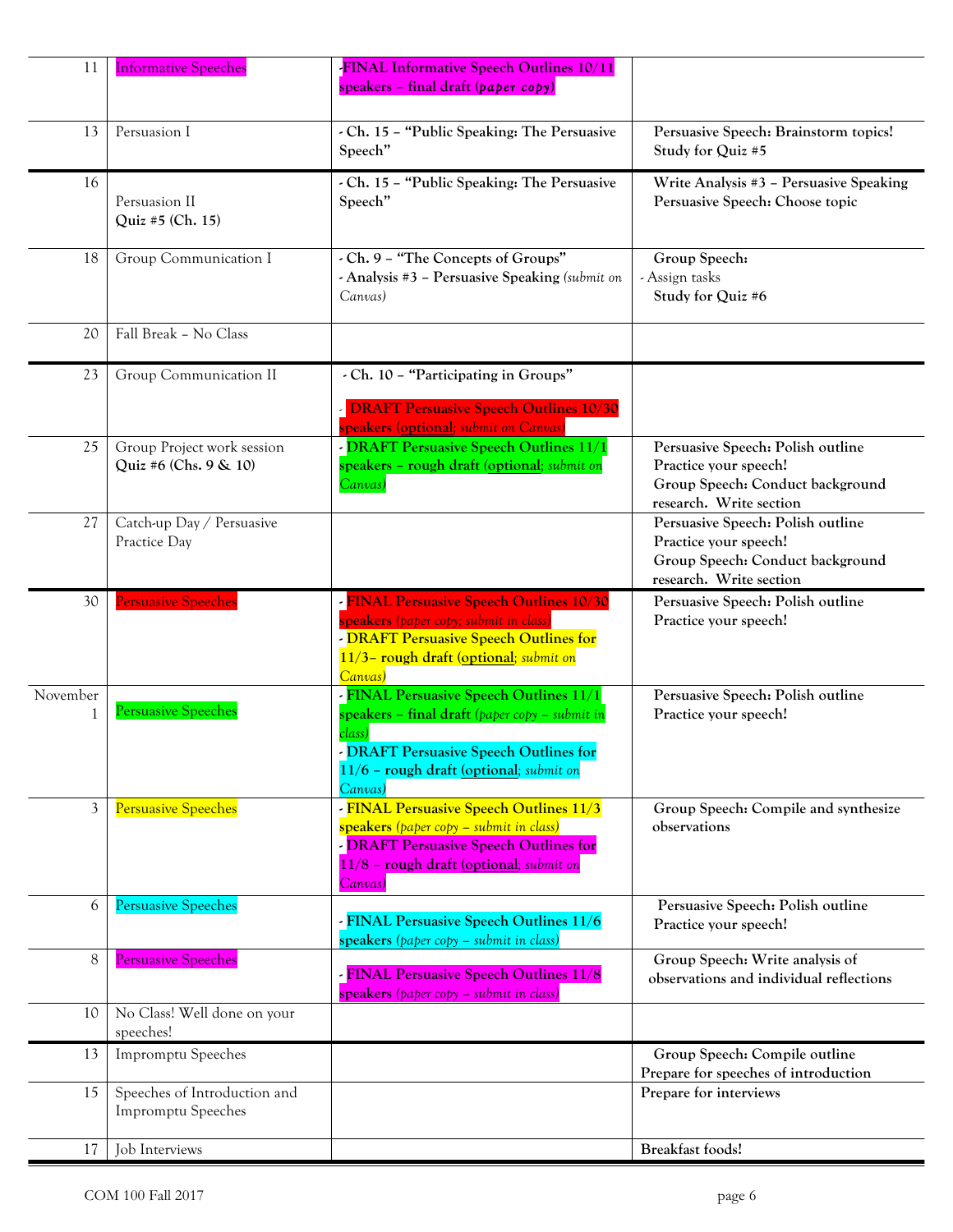| | | | |
|---|---|---|---|
| 11 | Informative Speeches | -**FINAL Informative Speech Outlines 10/11 speakers – final draft (*paper copy*)** | |
| 13 | Persuasion I | - **Ch. 15 – "Public Speaking: The Persuasive Speech"** | **Persuasive Speech: Brainstorm topics!**<br>**Study for Quiz #5** |
| 16 | Persuasion II<br>**Quiz #5 (Ch. 15)** | - **Ch. 15 – "Public Speaking: The Persuasive Speech"** | **Write Analysis #3 – Persuasive Speaking**<br>**Persuasive Speech: Choose topic** |
| 18 | Group Communication I | - **Ch. 9 – "The Concepts of Groups"**<br>- **Analysis #3 – Persuasive Speaking** *(submit on Canvas)* | **Group Speech:**<br>- Assign tasks<br>**Study for Quiz #6** |
| 20 | Fall Break – No Class | | |
| 23 | Group Communication II | - **Ch. 10 – "Participating in Groups"**<br>- **DRAFT Persuasive Speech Outlines 10/30 speakers (optional**; *submit on Canvas)* | |
| 25 | Group Project work session<br>**Quiz #6 (Chs. 9 & 10)** | - **DRAFT Persuasive Speech Outlines 11/1 speakers – rough draft (optional**; *submit on Canvas)* | **Persuasive Speech: Polish outline**<br>**Practice your speech!**<br>**Group Speech: Conduct background research. Write section** |
| 27 | Catch-up Day / Persuasive Practice Day | | **Persuasive Speech: Polish outline**<br>**Practice your speech!**<br>**Group Speech: Conduct background research. Write section** |
| 30 | Persuasive Speeches | - **FINAL Persuasive Speech Outlines 10/30 speakers** *(paper copy; submit in class)*<br>- **DRAFT Persuasive Speech Outlines for 11/3– rough draft (optional**; *submit on Canvas)* | **Persuasive Speech: Polish outline**<br>**Practice your speech!** |
| November 1 | Persuasive Speeches | - **FINAL Persuasive Speech Outlines 11/1 speakers – final draft** *(paper copy – submit in class)*<br>- **DRAFT Persuasive Speech Outlines for 11/6 – rough draft (optional**; *submit on Canvas)* | **Persuasive Speech: Polish outline**<br>**Practice your speech!** |
| 3 | Persuasive Speeches | - **FINAL Persuasive Speech Outlines 11/3 speakers** *(paper copy – submit in class)*<br>- **DRAFT Persuasive Speech Outlines for 11/8 – rough draft (optional**; *submit on Canvas)* | **Group Speech: Compile and synthesize observations** |
| 6 | Persuasive Speeches | - **FINAL Persuasive Speech Outlines 11/6 speakers** *(paper copy – submit in class)* | **Persuasive Speech: Polish outline**<br>**Practice your speech!** |
| 8 | Persuasive Speeches | - **FINAL Persuasive Speech Outlines 11/8 speakers** *(paper copy – submit in class)* | **Group Speech: Write analysis of observations and individual reflections** |
| 10 | No Class! Well done on your speeches! | | |
| 13 | Impromptu Speeches | | **Group Speech: Compile outline**<br>**Prepare for speeches of introduction** |
| 15 | Speeches of Introduction and Impromptu Speeches | | **Prepare for interviews** |
| 17 | Job Interviews | | **Breakfast foods!** |

COM 100 Fall 2017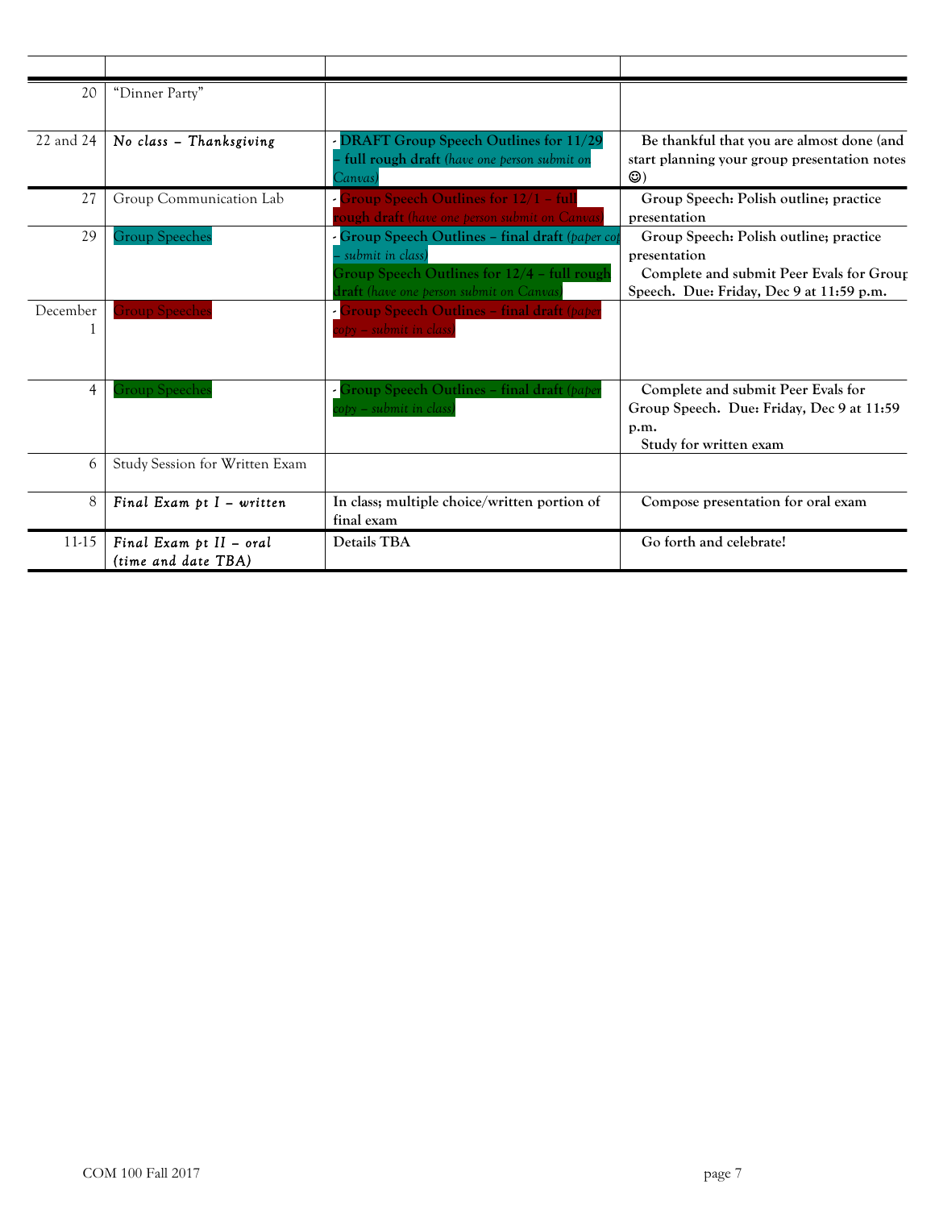| | | | |
|---|---|---|---|
| 20 | "Dinner Party" | | |
| 22 and 24 | ***No class – Thanksgiving*** | - **DRAFT Group Speech Outlines for 11/29 – full rough draft** *(have one person submit on Canvas)* | **Be thankful that you are almost done (and start planning your group presentation notes ☺)** |
| 27 | Group Communication Lab | - **Group Speech Outlines for 12/1 – full rough draft** *(have one person submit on Canvas)* | **Group Speech: Polish outline; practice presentation** |
| 29 | Group Speeches | - **Group Speech Outlines – final draft** *(paper copy – submit in class)*<br>**Group Speech Outlines for 12/4 – full rough draft** *(have one person submit on Canvas)* | **Group Speech: Polish outline; practice presentation**<br>**Complete and submit Peer Evals for Group Speech. Due: Friday, Dec 9 at 11:59 p.m.** |
| December 1 | Group Speeches | - **Group Speech Outlines – final draft** *(paper copy – submit in class)* | |
| 4 | Group Speeches | - **Group Speech Outlines – final draft** *(paper copy – submit in class)* | **Complete and submit Peer Evals for Group Speech. Due: Friday, Dec 9 at 11:59 p.m.**<br>**Study for written exam** |
| 6 | Study Session for Written Exam | | |
| 8 | ***Final Exam pt I – written*** | **In class; multiple choice/written portion of final exam** | **Compose presentation for oral exam** |
| 11-15 | ***Final Exam pt II – oral (time and date TBA)*** | **Details TBA** | **Go forth and celebrate!** |